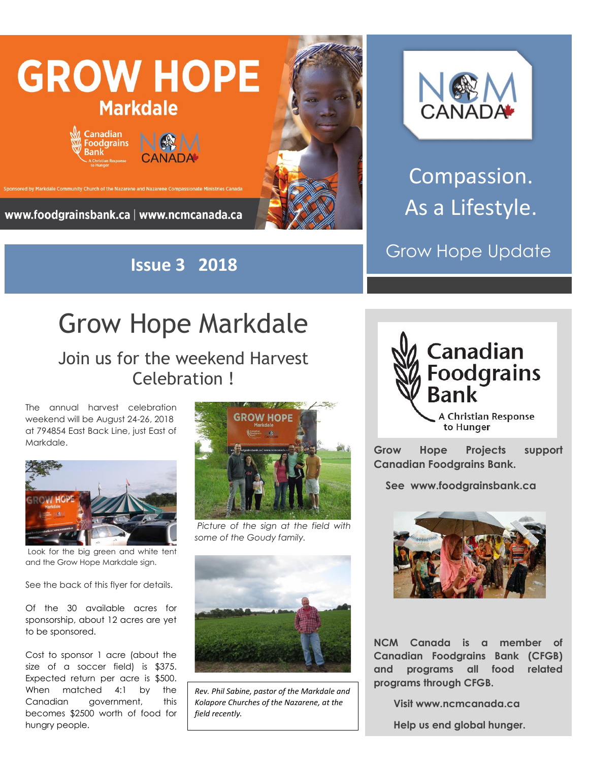# GROW HOPE

## Markdale

Sponsored by Markdale Community Church of the Nazarene and Nazarene Compassionate Ministries Canada

www.foodgrainsbank.ca | www.ncmcanada.ca

**Issue 3 2018**

NCM CANADA

Compassion. As a Lifestyle.

Grow Hope Update

# Grow Hope Markdale

## Join us for the weekend Harvest Celebration !

The annual harvest celebration weekend will be August 24-26, 2018 at 794854 East Back Line, just East of Markdale.

Look for the big green and white tent and the Grow Hope Markdale sign.

See the back of this flyer for details.

Of the 30 available acres for sponsorship, about 12 acres are yet to be sponsored.

Cost to sponsor 1 acre (about the size of a soccer field) is $375. Expected return per acre is $500. When matched 4:1 by the Canadian government, this becomes $2500 worth of food for hungry people.

*Picture of the sign at the field with some of the Goudy family.*

*Rev. Phil Sabine, pastor of the Markdale and Kolapore Churches of the Nazarene, at the field recently.*

Canadian Foodgrains Bank

A Christian Response to Hunger

**Grow Hope Projects support Canadian Foodgrains Bank.**

**See www.foodgrainsbank.ca**

**NCM Canada is a member of Canadian Foodgrains Bank (CFGB) and programs all food related programs through CFGB.**

**Visit www.ncmcanada.ca**

**Help us end global hunger.**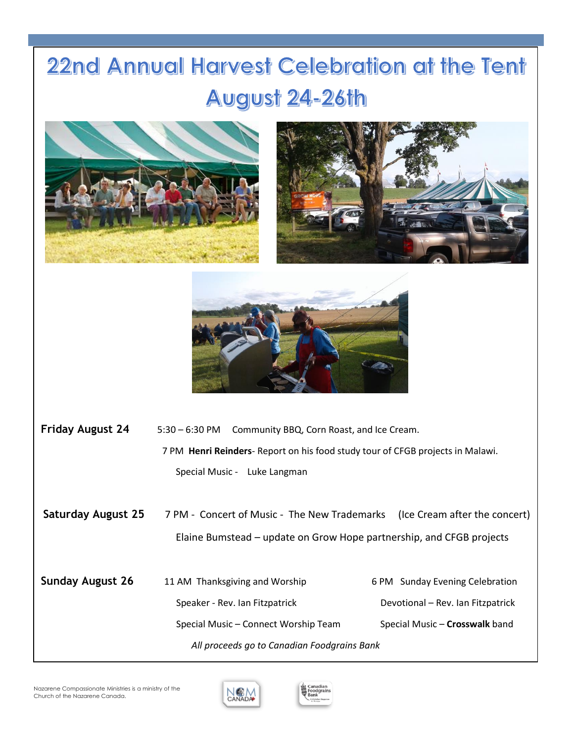# 22nd Annual Harvest Celebration at the Tent
# August 24-26th

**Friday August 24**

5:30 – 6:30 PM Community BBQ, Corn Roast, and Ice Cream.

7 PM **Henri Reinders**- Report on his food study tour of CFGB projects in Malawi.

Special Music - Luke Langman

**Saturday August 25**

7 PM - Concert of Music - The New Trademarks (Ice Cream after the concert)

Elaine Bumstead – update on Grow Hope partnership, and CFGB projects

**Sunday August 26**

11 AM Thanksgiving and Worship

Speaker - Rev. Ian Fitzpatrick

Special Music – Connect Worship Team

6 PM Sunday Evening Celebration

Devotional – Rev. Ian Fitzpatrick

Special Music – **Crosswalk** band

*All proceeds go to Canadian Foodgrains Bank*

Nazarene Compassionate Ministries is a ministry of the Church of the Nazarene Canada.